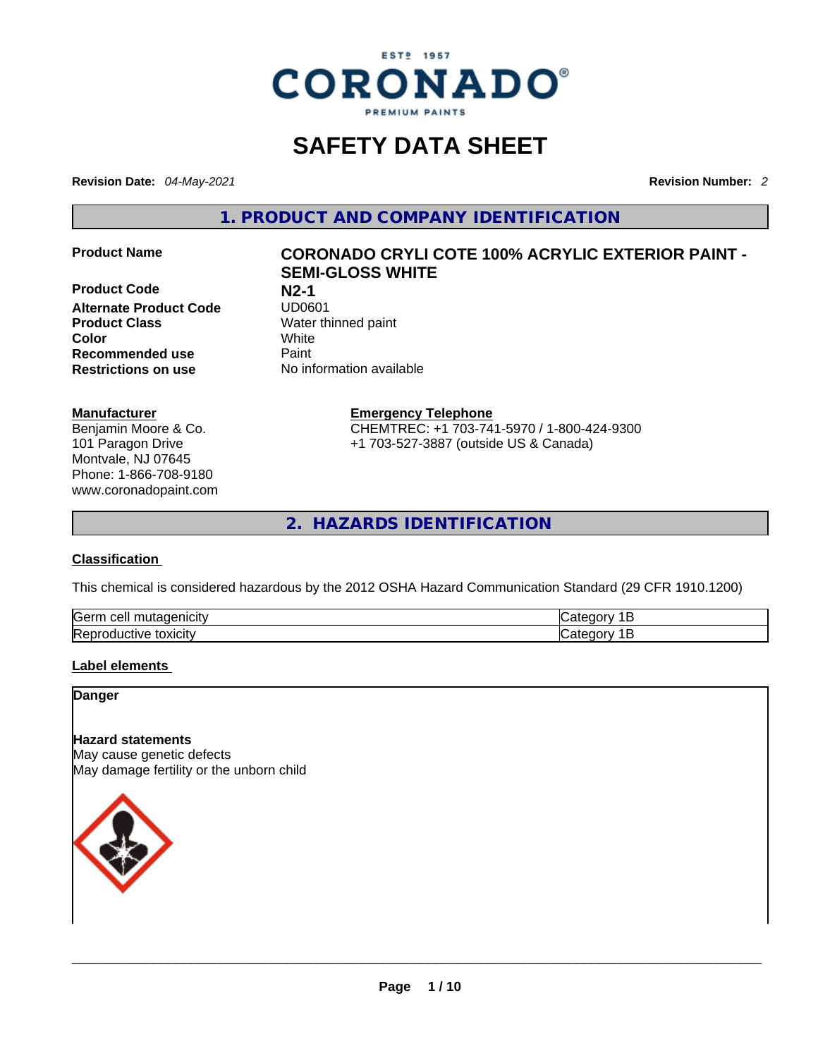ESTD 1957

CORONADO®

PREMIUM PAINTS

# SAFETY DATA SHEET

**Revision Date:** *04-May-2021* **Revision Number:** *2*

## 1. PRODUCT AND COMPANY IDENTIFICATION

| | |
|---|---|
| **Product Name** | **CORONADO CRYLI COTE 100% ACRYLIC EXTERIOR PAINT - SEMI-GLOSS WHITE** |
| **Product Code** | **N2-1** |
| **Alternate Product Code** | UD0601 |
| **Product Class** | Water thinned paint |
| **Color** | White |
| **Recommended use** | Paint |
| **Restrictions on use** | No information available |

**Manufacturer**
Benjamin Moore & Co.
101 Paragon Drive
Montvale, NJ 07645
Phone: 1-866-708-9180
www.coronadopaint.com

**Emergency Telephone**
CHEMTREC: +1 703-741-5970 / 1-800-424-9300
+1 703-527-3887 (outside US & Canada)

## 2. HAZARDS IDENTIFICATION

**Classification**

This chemical is considered hazardous by the 2012 OSHA Hazard Communication Standard (29 CFR 1910.1200)

| | |
|---|---|
| Germ cell mutagenicity | Category 1B |
| Reproductive toxicity | Category 1B |

**Label elements**

**Danger**

**Hazard statements**
May cause genetic defects
May damage fertility or the unborn child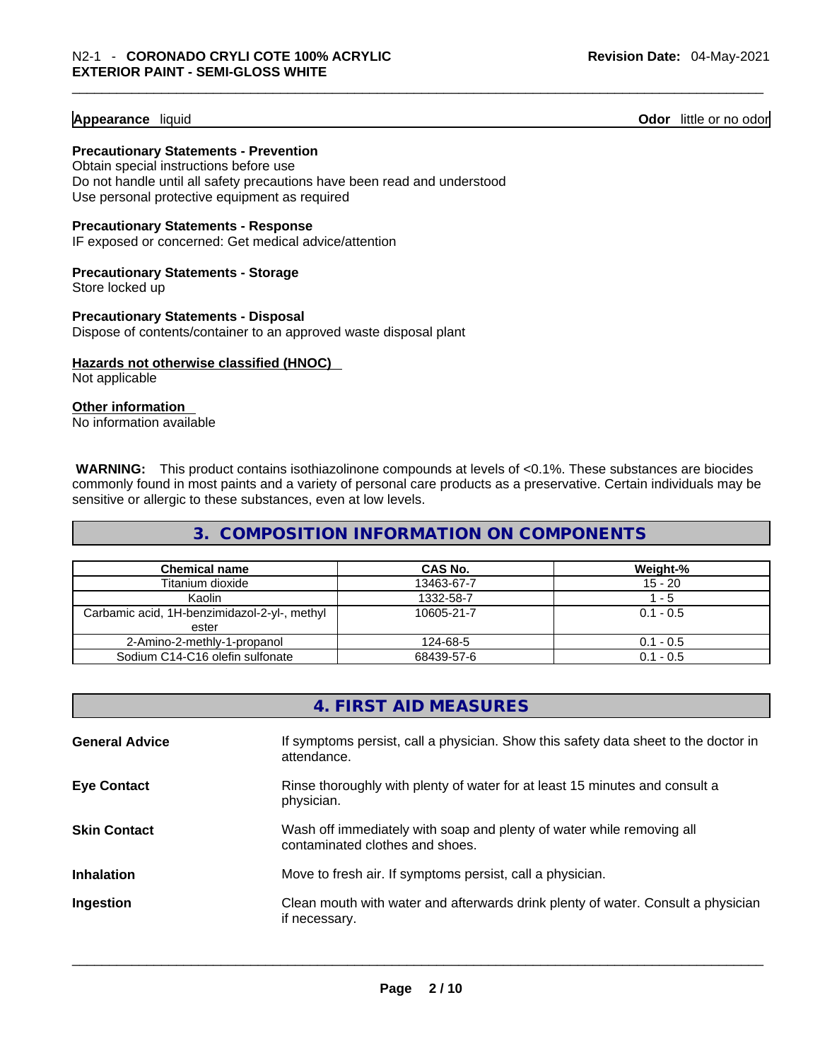**Appearance** liquid **Odor** little or no odor

**Precautionary Statements - Prevention**

Obtain special instructions before use
Do not handle until all safety precautions have been read and understood
Use personal protective equipment as required

**Precautionary Statements - Response**

IF exposed or concerned: Get medical advice/attention

**Precautionary Statements - Storage**

Store locked up

**Precautionary Statements - Disposal**

Dispose of contents/container to an approved waste disposal plant

**Hazards not otherwise classified (HNOC)**

Not applicable

**Other information**

No information available

**WARNING:** This product contains isothiazolinone compounds at levels of <0.1%. These substances are biocides commonly found in most paints and a variety of personal care products as a preservative. Certain individuals may be sensitive or allergic to these substances, even at low levels.

## 3. COMPOSITION INFORMATION ON COMPONENTS

| Chemical name | CAS No. | Weight-% |
| --- | --- | --- |
| Titanium dioxide | 13463-67-7 | 15 - 20 |
| Kaolin | 1332-58-7 | 1 - 5 |
| Carbamic acid, 1H-benzimidazol-2-yl-, methyl ester | 10605-21-7 | 0.1 - 0.5 |
| 2-Amino-2-methly-1-propanol | 124-68-5 | 0.1 - 0.5 |
| Sodium C14-C16 olefin sulfonate | 68439-57-6 | 0.1 - 0.5 |

## 4. FIRST AID MEASURES

**General Advice** If symptoms persist, call a physician. Show this safety data sheet to the doctor in attendance.

**Eye Contact** Rinse thoroughly with plenty of water for at least 15 minutes and consult a physician.

**Skin Contact** Wash off immediately with soap and plenty of water while removing all contaminated clothes and shoes.

**Inhalation** Move to fresh air. If symptoms persist, call a physician.

**Ingestion** Clean mouth with water and afterwards drink plenty of water. Consult a physician if necessary.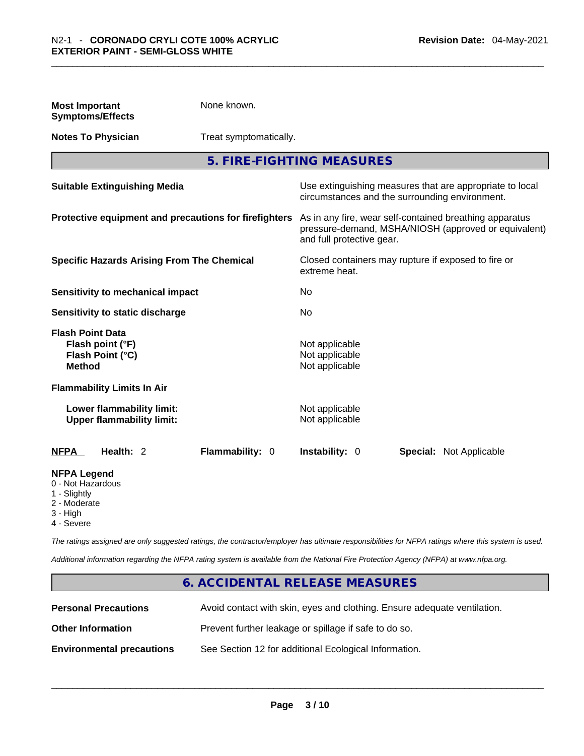**Most Important Symptoms/Effects** None known.

**Notes To Physician** Treat symptomatically.

## 5. FIRE-FIGHTING MEASURES

| | |
|---|---|
| **Suitable Extinguishing Media** | Use extinguishing measures that are appropriate to local circumstances and the surrounding environment. |
| **Protective equipment and precautions for firefighters** | As in any fire, wear self-contained breathing apparatus pressure-demand, MSHA/NIOSH (approved or equivalent) and full protective gear. |
| **Specific Hazards Arising From The Chemical** | Closed containers may rupture if exposed to fire or extreme heat. |
| **Sensitivity to mechanical impact** | No |
| **Sensitivity to static discharge** | No |
| **Flash Point Data** | |
| **Flash point (°F)** | Not applicable |
| **Flash Point (°C)** | Not applicable |
| **Method** | Not applicable |
| **Flammability Limits In Air** | |
| **Lower flammability limit:** | Not applicable |
| **Upper flammability limit:** | Not applicable |

**NFPA** **Health:** 2 **Flammability:** 0 **Instability:** 0 **Special:** Not Applicable

**NFPA Legend**
- 0 - Not Hazardous
- 1 - Slightly
- 2 - Moderate
- 3 - High
- 4 - Severe

*The ratings assigned are only suggested ratings, the contractor/employer has ultimate responsibilities for NFPA ratings where this system is used.*

*Additional information regarding the NFPA rating system is available from the National Fire Protection Agency (NFPA) at www.nfpa.org.*

## 6. ACCIDENTAL RELEASE MEASURES

| | |
|---|---|
| **Personal Precautions** | Avoid contact with skin, eyes and clothing. Ensure adequate ventilation. |
| **Other Information** | Prevent further leakage or spillage if safe to do so. |
| **Environmental precautions** | See Section 12 for additional Ecological Information. |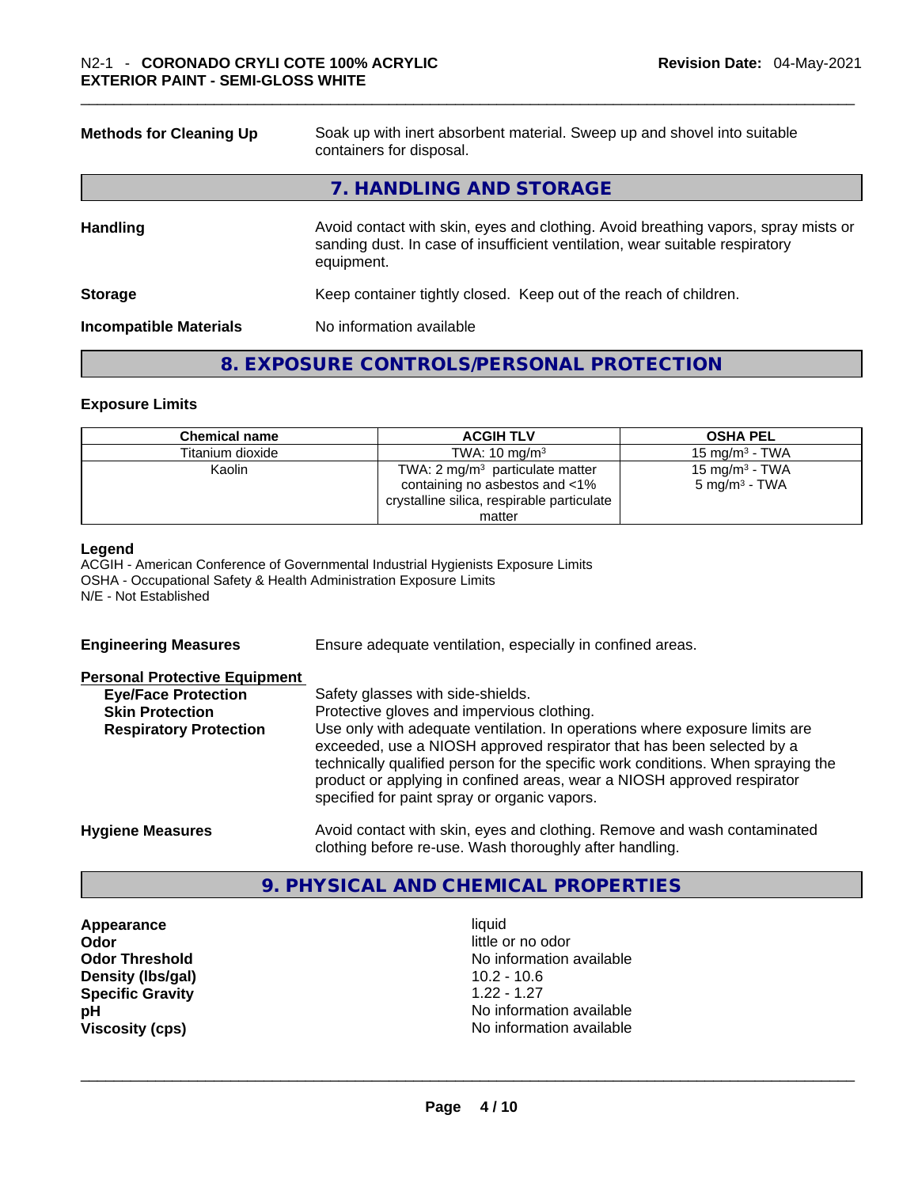**Methods for Cleaning Up** — Soak up with inert absorbent material. Sweep up and shovel into suitable containers for disposal.

## 7. HANDLING AND STORAGE

**Handling** — Avoid contact with skin, eyes and clothing. Avoid breathing vapors, spray mists or sanding dust. In case of insufficient ventilation, wear suitable respiratory equipment.

**Storage** — Keep container tightly closed. Keep out of the reach of children.

**Incompatible Materials** — No information available

## 8. EXPOSURE CONTROLS/PERSONAL PROTECTION

### Exposure Limits

| Chemical name | ACGIH TLV | OSHA PEL |
|---|---|---|
| Titanium dioxide | TWA: 10 mg/m³ | 15 mg/m³ - TWA |
| Kaolin | TWA: 2 mg/m³ particulate matter containing no asbestos and <1% crystalline silica, respirable particulate matter | 15 mg/m³ - TWA<br>5 mg/m³ - TWA |

**Legend**
ACGIH - American Conference of Governmental Industrial Hygienists Exposure Limits
OSHA - Occupational Safety & Health Administration Exposure Limits
N/E - Not Established

**Engineering Measures** — Ensure adequate ventilation, especially in confined areas.

**Personal Protective Equipment**

- **Eye/Face Protection** — Safety glasses with side-shields.
- **Skin Protection** — Protective gloves and impervious clothing.
- **Respiratory Protection** — Use only with adequate ventilation. In operations where exposure limits are exceeded, use a NIOSH approved respirator that has been selected by a technically qualified person for the specific work conditions. When spraying the product or applying in confined areas, wear a NIOSH approved respirator specified for paint spray or organic vapors.

**Hygiene Measures** — Avoid contact with skin, eyes and clothing. Remove and wash contaminated clothing before re-use. Wash thoroughly after handling.

## 9. PHYSICAL AND CHEMICAL PROPERTIES

| | |
|---|---|
| **Appearance** | liquid |
| **Odor** | little or no odor |
| **Odor Threshold** | No information available |
| **Density (lbs/gal)** | 10.2 - 10.6 |
| **Specific Gravity** | 1.22 - 1.27 |
| **pH** | No information available |
| **Viscosity (cps)** | No information available |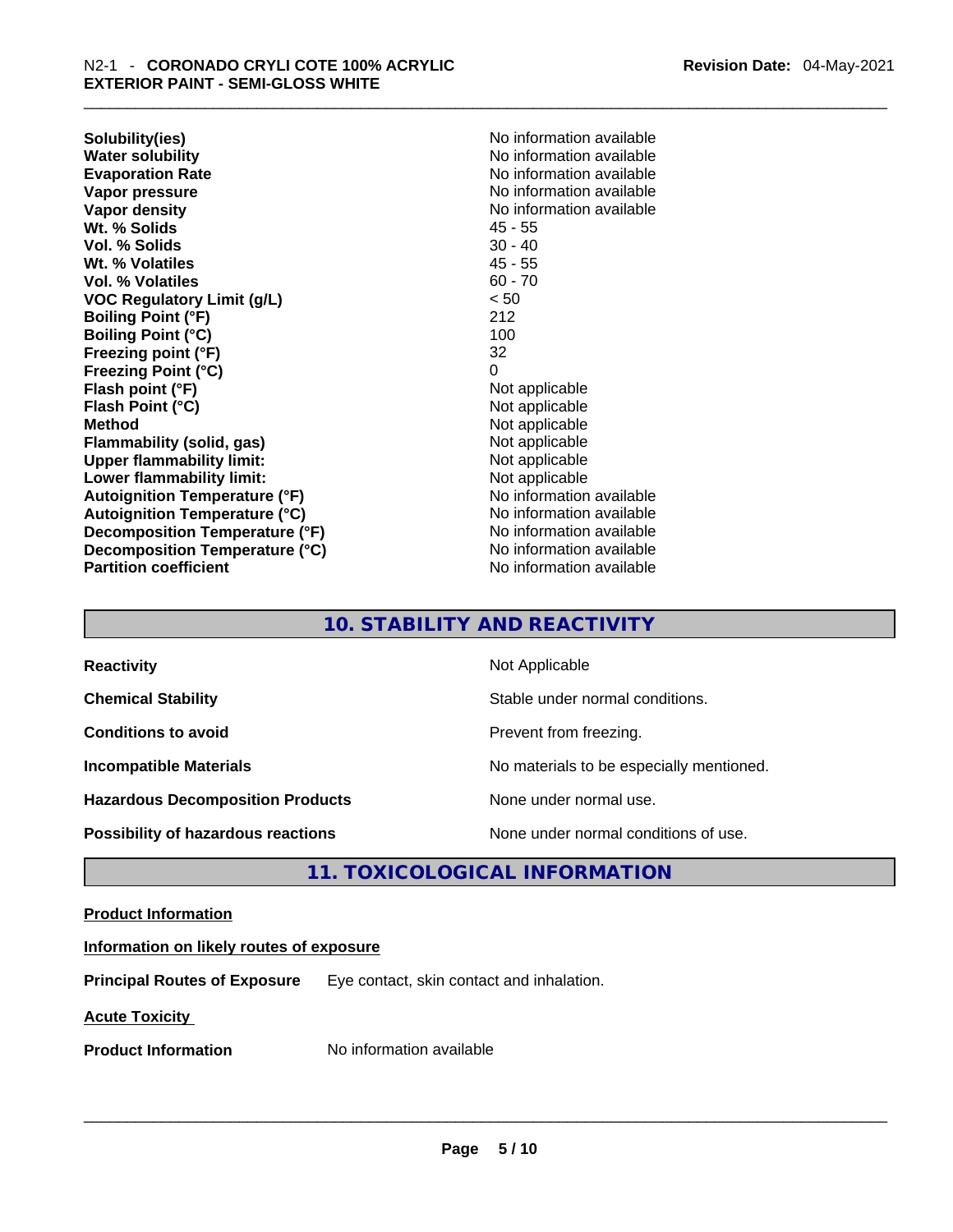| | |
|---|---|
| **Solubility(ies)** | No information available |
| **Water solubility** | No information available |
| **Evaporation Rate** | No information available |
| **Vapor pressure** | No information available |
| **Vapor density** | No information available |
| **Wt. % Solids** | 45 - 55 |
| **Vol. % Solids** | 30 - 40 |
| **Wt. % Volatiles** | 45 - 55 |
| **Vol. % Volatiles** | 60 - 70 |
| **VOC Regulatory Limit (g/L)** | < 50 |
| **Boiling Point (°F)** | 212 |
| **Boiling Point (°C)** | 100 |
| **Freezing point (°F)** | 32 |
| **Freezing Point (°C)** | 0 |
| **Flash point (°F)** | Not applicable |
| **Flash Point (°C)** | Not applicable |
| **Method** | Not applicable |
| **Flammability (solid, gas)** | Not applicable |
| **Upper flammability limit:** | Not applicable |
| **Lower flammability limit:** | Not applicable |
| **Autoignition Temperature (°F)** | No information available |
| **Autoignition Temperature (°C)** | No information available |
| **Decomposition Temperature (°F)** | No information available |
| **Decomposition Temperature (°C)** | No information available |
| **Partition coefficient** | No information available |

## 10. STABILITY AND REACTIVITY

| | |
|---|---|
| **Reactivity** | Not Applicable |
| **Chemical Stability** | Stable under normal conditions. |
| **Conditions to avoid** | Prevent from freezing. |
| **Incompatible Materials** | No materials to be especially mentioned. |
| **Hazardous Decomposition Products** | None under normal use. |
| **Possibility of hazardous reactions** | None under normal conditions of use. |

## 11. TOXICOLOGICAL INFORMATION

**Product Information**

**Information on likely routes of exposure**

**Principal Routes of Exposure** Eye contact, skin contact and inhalation.

**Acute Toxicity**

**Product Information** No information available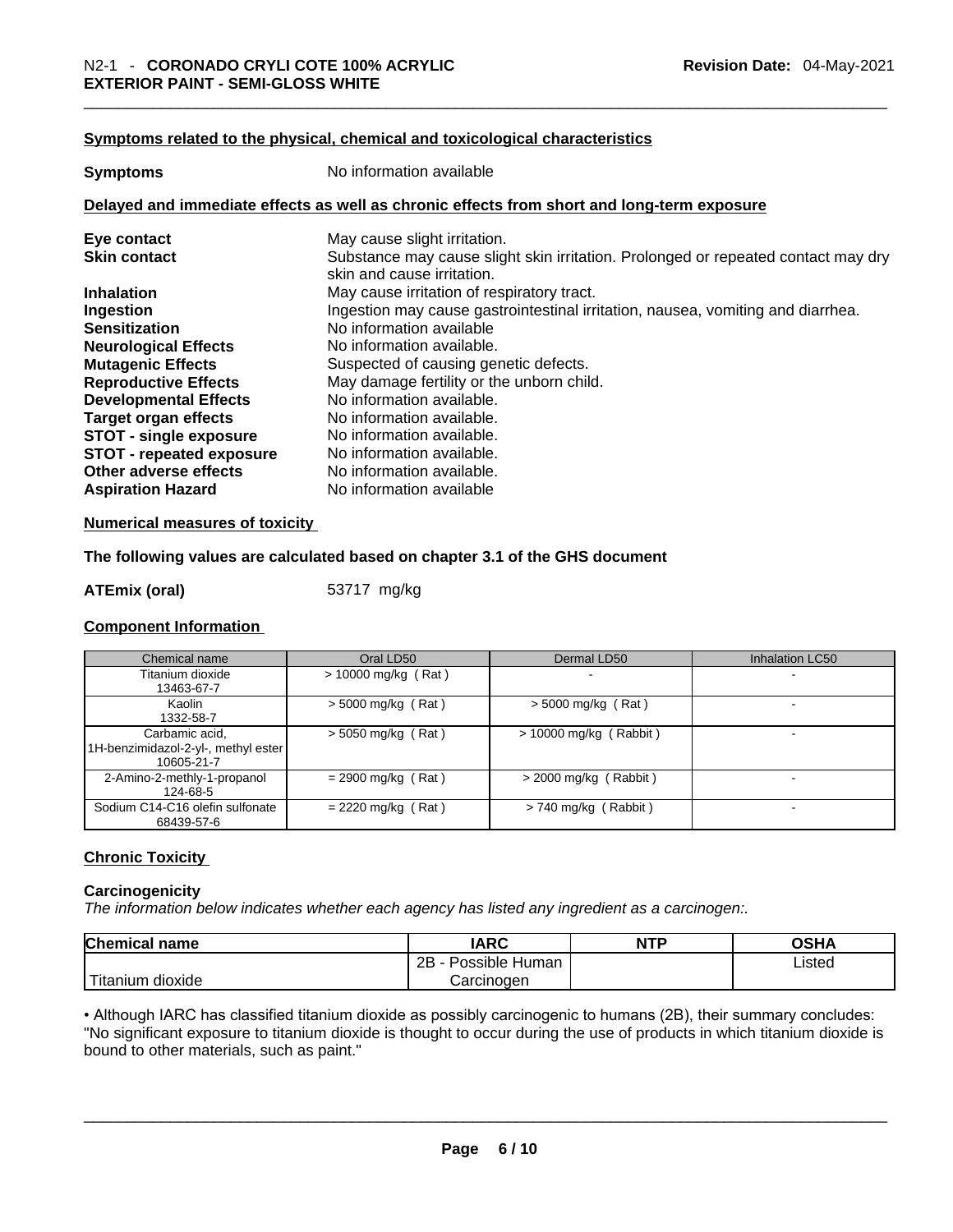## Symptoms related to the physical, chemical and toxicological characteristics

**Symptoms** No information available

## Delayed and immediate effects as well as chronic effects from short and long-term exposure

| | |
|---|---|
| **Eye contact** | May cause slight irritation. |
| **Skin contact** | Substance may cause slight skin irritation. Prolonged or repeated contact may dry skin and cause irritation. |
| **Inhalation** | May cause irritation of respiratory tract. |
| **Ingestion** | Ingestion may cause gastrointestinal irritation, nausea, vomiting and diarrhea. |
| **Sensitization** | No information available |
| **Neurological Effects** | No information available. |
| **Mutagenic Effects** | Suspected of causing genetic defects. |
| **Reproductive Effects** | May damage fertility or the unborn child. |
| **Developmental Effects** | No information available. |
| **Target organ effects** | No information available. |
| **STOT - single exposure** | No information available. |
| **STOT - repeated exposure** | No information available. |
| **Other adverse effects** | No information available. |
| **Aspiration Hazard** | No information available |

## Numerical measures of toxicity

**The following values are calculated based on chapter 3.1 of the GHS document**

**ATEmix (oral)** 53717 mg/kg

## Component Information

| Chemical name | Oral LD50 | Dermal LD50 | Inhalation LC50 |
|---|---|---|---|
| Titanium dioxide 13463-67-7 | > 10000 mg/kg ( Rat ) | - | - |
| Kaolin 1332-58-7 | > 5000 mg/kg ( Rat ) | > 5000 mg/kg ( Rat ) | - |
| Carbamic acid, 1H-benzimidazol-2-yl-, methyl ester 10605-21-7 | > 5050 mg/kg ( Rat ) | > 10000 mg/kg ( Rabbit ) | - |
| 2-Amino-2-methly-1-propanol 124-68-5 | = 2900 mg/kg ( Rat ) | > 2000 mg/kg ( Rabbit ) | - |
| Sodium C14-C16 olefin sulfonate 68439-57-6 | = 2220 mg/kg ( Rat ) | > 740 mg/kg ( Rabbit ) | - |

## Chronic Toxicity

### Carcinogenicity

*The information below indicates whether each agency has listed any ingredient as a carcinogen:.*

| Chemical name | IARC | NTP | OSHA |
|---|---|---|---|
| Titanium dioxide | 2B - Possible Human Carcinogen | | Listed |

• Although IARC has classified titanium dioxide as possibly carcinogenic to humans (2B), their summary concludes: "No significant exposure to titanium dioxide is thought to occur during the use of products in which titanium dioxide is bound to other materials, such as paint."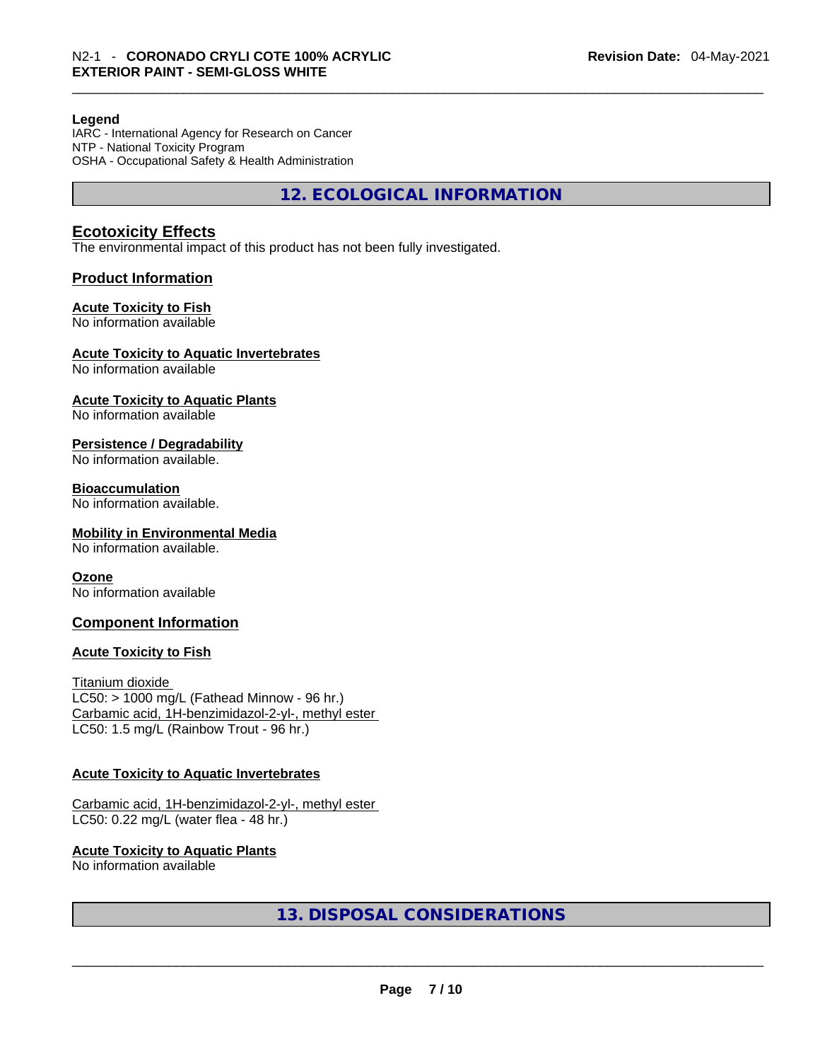**Legend**
IARC - International Agency for Research on Cancer
NTP - National Toxicity Program
OSHA - Occupational Safety & Health Administration

## 12. ECOLOGICAL INFORMATION

### Ecotoxicity Effects

The environmental impact of this product has not been fully investigated.

### Product Information

**Acute Toxicity to Fish**
No information available

**Acute Toxicity to Aquatic Invertebrates**
No information available

**Acute Toxicity to Aquatic Plants**
No information available

**Persistence / Degradability**
No information available.

**Bioaccumulation**
No information available.

**Mobility in Environmental Media**
No information available.

**Ozone**
No information available

### Component Information

**Acute Toxicity to Fish**

Titanium dioxide
LC50: > 1000 mg/L (Fathead Minnow - 96 hr.)
Carbamic acid, 1H-benzimidazol-2-yl-, methyl ester
LC50: 1.5 mg/L (Rainbow Trout - 96 hr.)

**Acute Toxicity to Aquatic Invertebrates**

Carbamic acid, 1H-benzimidazol-2-yl-, methyl ester
LC50: 0.22 mg/L (water flea - 48 hr.)

**Acute Toxicity to Aquatic Plants**
No information available

## 13. DISPOSAL CONSIDERATIONS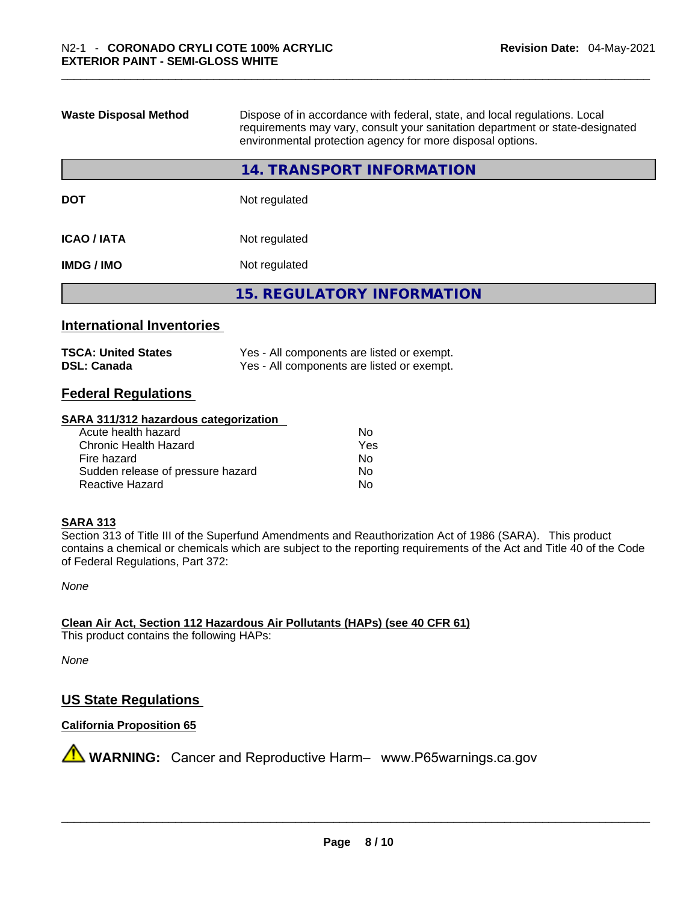| | |
|---|---|
| **Waste Disposal Method** | Dispose of in accordance with federal, state, and local regulations. Local requirements may vary, consult your sanitation department or state-designated environmental protection agency for more disposal options. |

## 14. TRANSPORT INFORMATION

| | |
|---|---|
| **DOT** | Not regulated |
| **ICAO / IATA** | Not regulated |
| **IMDG / IMO** | Not regulated |

## 15. REGULATORY INFORMATION

### International Inventories

| | |
|---|---|
| **TSCA: United States** | Yes - All components are listed or exempt. |
| **DSL: Canada** | Yes - All components are listed or exempt. |

### Federal Regulations

**SARA 311/312 hazardous categorization**

| | |
|---|---|
| Acute health hazard | No |
| Chronic Health Hazard | Yes |
| Fire hazard | No |
| Sudden release of pressure hazard | No |
| Reactive Hazard | No |

**SARA 313**

Section 313 of Title III of the Superfund Amendments and Reauthorization Act of 1986 (SARA). This product contains a chemical or chemicals which are subject to the reporting requirements of the Act and Title 40 of the Code of Federal Regulations, Part 372:

*None*

**Clean Air Act, Section 112 Hazardous Air Pollutants (HAPs) (see 40 CFR 61)**

This product contains the following HAPs:

*None*

### US State Regulations

**California Proposition 65**

⚠ **WARNING:** Cancer and Reproductive Harm– www.P65warnings.ca.gov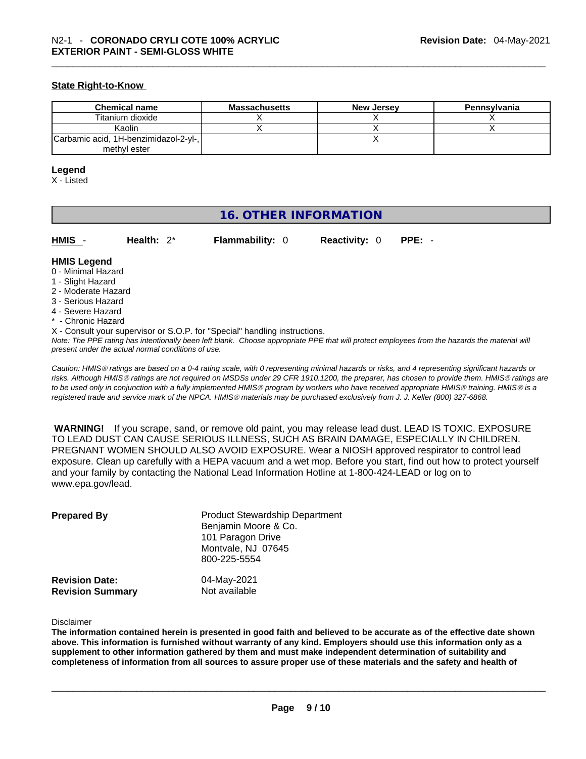### State Right-to-Know

| Chemical name | Massachusetts | New Jersey | Pennsylvania |
| --- | --- | --- | --- |
| Titanium dioxide | X | X | X |
| Kaolin | X | X | X |
| Carbamic acid, 1H-benzimidazol-2-yl-, methyl ester | | X | |

**Legend**
X - Listed

## 16. OTHER INFORMATION

**HMIS** - **Health:** 2* **Flammability:** 0 **Reactivity:** 0 **PPE:** -

**HMIS Legend**
0 - Minimal Hazard
1 - Slight Hazard
2 - Moderate Hazard
3 - Serious Hazard
4 - Severe Hazard
* - Chronic Hazard
X - Consult your supervisor or S.O.P. for "Special" handling instructions.

*Note: The PPE rating has intentionally been left blank. Choose appropriate PPE that will protect employees from the hazards the material will present under the actual normal conditions of use.*

*Caution: HMIS® ratings are based on a 0-4 rating scale, with 0 representing minimal hazards or risks, and 4 representing significant hazards or risks. Although HMIS® ratings are not required on MSDSs under 29 CFR 1910.1200, the preparer, has chosen to provide them. HMIS® ratings are to be used only in conjunction with a fully implemented HMIS® program by workers who have received appropriate HMIS® training. HMIS® is a registered trade and service mark of the NPCA. HMIS® materials may be purchased exclusively from J. J. Keller (800) 327-6868.*

**WARNING!** If you scrape, sand, or remove old paint, you may release lead dust. LEAD IS TOXIC. EXPOSURE TO LEAD DUST CAN CAUSE SERIOUS ILLNESS, SUCH AS BRAIN DAMAGE, ESPECIALLY IN CHILDREN. PREGNANT WOMEN SHOULD ALSO AVOID EXPOSURE. Wear a NIOSH approved respirator to control lead exposure. Clean up carefully with a HEPA vacuum and a wet mop. Before you start, find out how to protect yourself and your family by contacting the National Lead Information Hotline at 1-800-424-LEAD or log on to www.epa.gov/lead.

**Prepared By**
Product Stewardship Department
Benjamin Moore & Co.
101 Paragon Drive
Montvale, NJ 07645
800-225-5554

**Revision Date:** 04-May-2021
**Revision Summary** Not available

Disclaimer
**The information contained herein is presented in good faith and believed to be accurate as of the effective date shown above. This information is furnished without warranty of any kind. Employers should use this information only as a supplement to other information gathered by them and must make independent determination of suitability and completeness of information from all sources to assure proper use of these materials and the safety and health of**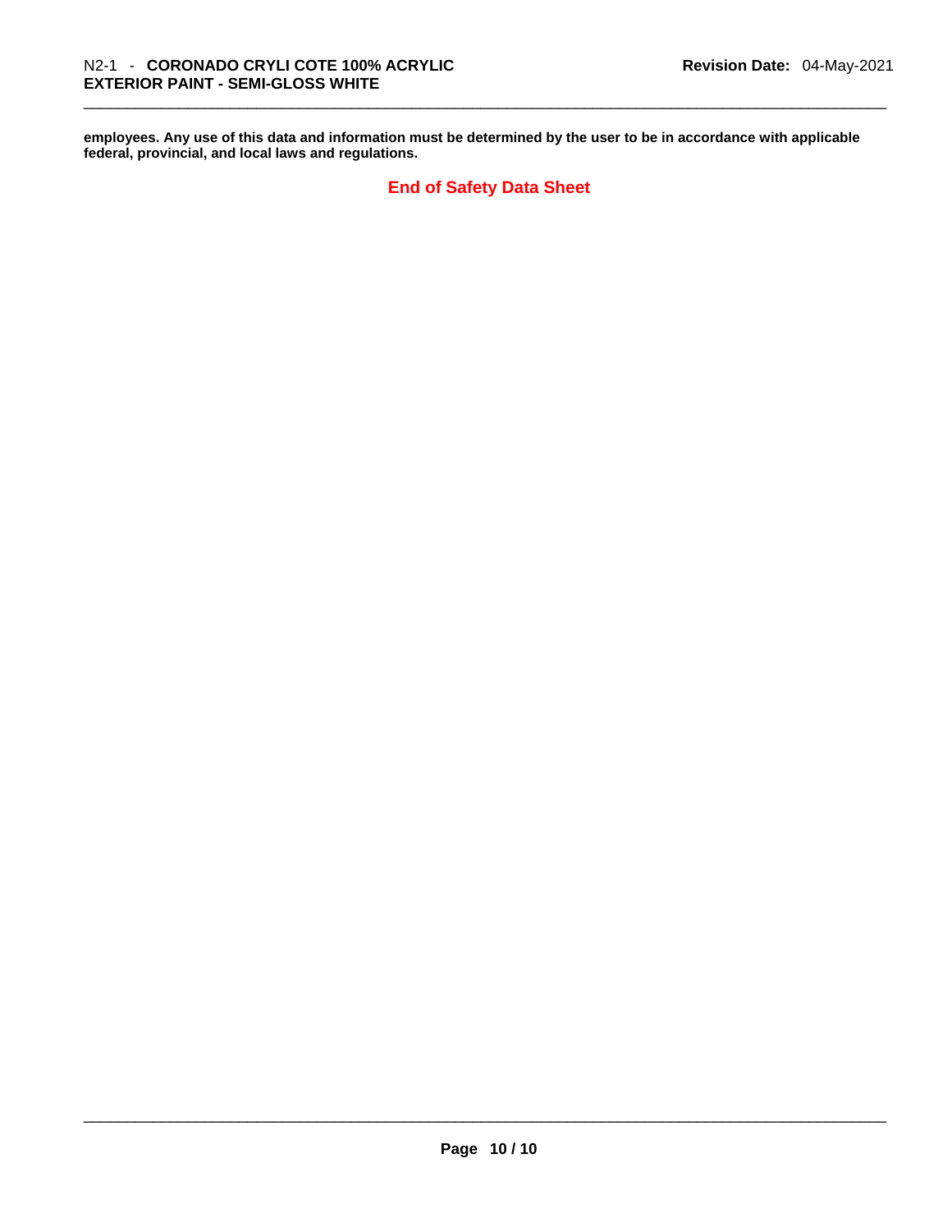**employees. Any use of this data and information must be determined by the user to be in accordance with applicable federal, provincial, and local laws and regulations.**

**End of Safety Data Sheet**